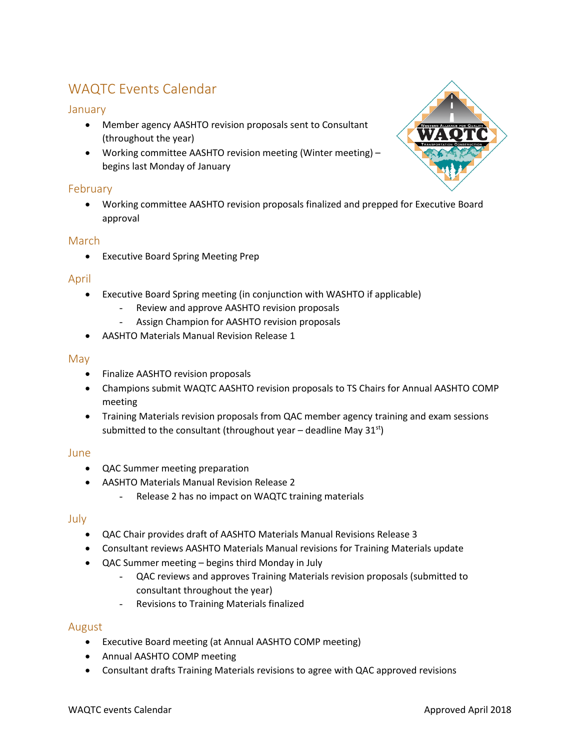# WAQTC Events Calendar

## January

- Member agency AASHTO revision proposals sent to Consultant (throughout the year)
- Working committee AASHTO revision meeting (Winter meeting) – begins last Monday of January

## February

- Working committee AASHTO revision proposals finalized and prepped for Executive Board approval

## March

- Executive Board Spring Meeting Prep

## April

- Executive Board Spring meeting (in conjunction with WASHTO if applicable)
  - Review and approve AASHTO revision proposals
  - Assign Champion for AASHTO revision proposals
- AASHTO Materials Manual Revision Release 1

## May

- Finalize AASHTO revision proposals
- Champions submit WAQTC AASHTO revision proposals to TS Chairs for Annual AASHTO COMP meeting
- Training Materials revision proposals from QAC member agency training and exam sessions submitted to the consultant (throughout year – deadline May 31st)

## June

- QAC Summer meeting preparation
- AASHTO Materials Manual Revision Release 2
  - Release 2 has no impact on WAQTC training materials

## July

- QAC Chair provides draft of AASHTO Materials Manual Revisions Release 3
- Consultant reviews AASHTO Materials Manual revisions for Training Materials update
- QAC Summer meeting – begins third Monday in July
  - QAC reviews and approves Training Materials revision proposals (submitted to consultant throughout the year)
  - Revisions to Training Materials finalized

## August

- Executive Board meeting (at Annual AASHTO COMP meeting)
- Annual AASHTO COMP meeting
- Consultant drafts Training Materials revisions to agree with QAC approved revisions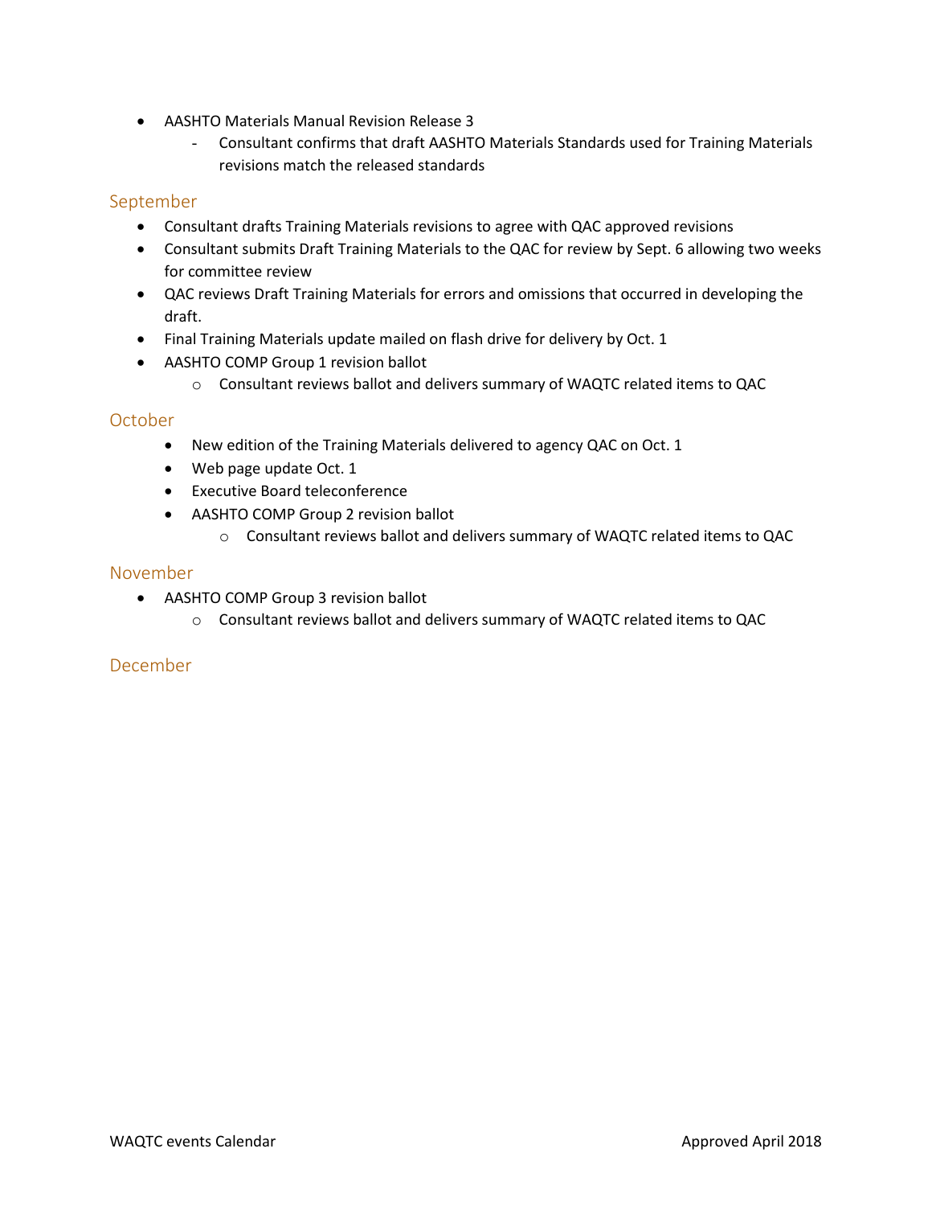- AASHTO Materials Manual Revision Release 3
  - Consultant confirms that draft AASHTO Materials Standards used for Training Materials revisions match the released standards

## September

- Consultant drafts Training Materials revisions to agree with QAC approved revisions
- Consultant submits Draft Training Materials to the QAC for review by Sept. 6 allowing two weeks for committee review
- QAC reviews Draft Training Materials for errors and omissions that occurred in developing the draft.
- Final Training Materials update mailed on flash drive for delivery by Oct. 1
- AASHTO COMP Group 1 revision ballot
  - Consultant reviews ballot and delivers summary of WAQTC related items to QAC

## October

- New edition of the Training Materials delivered to agency QAC on Oct. 1
- Web page update Oct. 1
- Executive Board teleconference
- AASHTO COMP Group 2 revision ballot
  - Consultant reviews ballot and delivers summary of WAQTC related items to QAC

## November

- AASHTO COMP Group 3 revision ballot
  - Consultant reviews ballot and delivers summary of WAQTC related items to QAC

## December